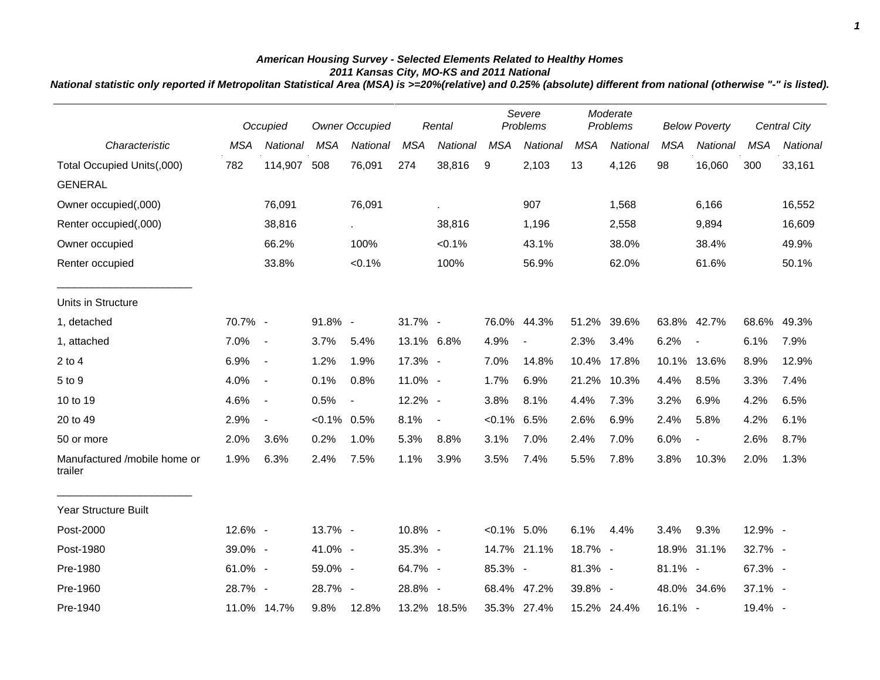***American Housing Survey - Selected Elements Related to Healthy Homes***
***2011 Kansas City, MO-KS and 2011 National***
***National statistic only reported if Metropolitan Statistical Area (MSA) is >=20%(relative) and 0.25% (absolute) different from national (otherwise "-" is listed).***

| | *Occupied* | | *Owner Occupied* | | *Rental* | | *Severe Problems* | | *Moderate Problems* | | *Below Poverty* | | *Central City* | |
|---|---|---|---|---|---|---|---|---|---|---|---|---|---|---|
| *Characteristic* | *MSA* | *National* | *MSA* | *National* | *MSA* | *National* | *MSA* | *National* | *MSA* | *National* | *MSA* | *National* | *MSA* | *National* |
| Total Occupied Units(,000) | 782 | 114,907 | 508 | 76,091 | 274 | 38,816 | 9 | 2,103 | 13 | 4,126 | 98 | 16,060 | 300 | 33,161 |
| GENERAL | | | | | | | | | | | | | | |
| Owner occupied(,000) | | 76,091 | | 76,091 | | . | | 907 | | 1,568 | | 6,166 | | 16,552 |
| Renter occupied(,000) | | 38,816 | | . | | 38,816 | | 1,196 | | 2,558 | | 9,894 | | 16,609 |
| Owner occupied | | 66.2% | | 100% | | <0.1% | | 43.1% | | 38.0% | | 38.4% | | 49.9% |
| Renter occupied | | 33.8% | | <0.1% | | 100% | | 56.9% | | 62.0% | | 61.6% | | 50.1% |
| Units in Structure | | | | | | | | | | | | | | |
| 1, detached | 70.7% | - | 91.8% | - | 31.7% | - | 76.0% | 44.3% | 51.2% | 39.6% | 63.8% | 42.7% | 68.6% | 49.3% |
| 1, attached | 7.0% | - | 3.7% | 5.4% | 13.1% | 6.8% | 4.9% | - | 2.3% | 3.4% | 6.2% | - | 6.1% | 7.9% |
| 2 to 4 | 6.9% | - | 1.2% | 1.9% | 17.3% | - | 7.0% | 14.8% | 10.4% | 17.8% | 10.1% | 13.6% | 8.9% | 12.9% |
| 5 to 9 | 4.0% | - | 0.1% | 0.8% | 11.0% | - | 1.7% | 6.9% | 21.2% | 10.3% | 4.4% | 8.5% | 3.3% | 7.4% |
| 10 to 19 | 4.6% | - | 0.5% | - | 12.2% | - | 3.8% | 8.1% | 4.4% | 7.3% | 3.2% | 6.9% | 4.2% | 6.5% |
| 20 to 49 | 2.9% | - | <0.1% | 0.5% | 8.1% | - | <0.1% | 6.5% | 2.6% | 6.9% | 2.4% | 5.8% | 4.2% | 6.1% |
| 50 or more | 2.0% | 3.6% | 0.2% | 1.0% | 5.3% | 8.8% | 3.1% | 7.0% | 2.4% | 7.0% | 6.0% | - | 2.6% | 8.7% |
| Manufactured /mobile home or trailer | 1.9% | 6.3% | 2.4% | 7.5% | 1.1% | 3.9% | 3.5% | 7.4% | 5.5% | 7.8% | 3.8% | 10.3% | 2.0% | 1.3% |
| Year Structure Built | | | | | | | | | | | | | | |
| Post-2000 | 12.6% | - | 13.7% | - | 10.8% | - | <0.1% | 5.0% | 6.1% | 4.4% | 3.4% | 9.3% | 12.9% | - |
| Post-1980 | 39.0% | - | 41.0% | - | 35.3% | - | 14.7% | 21.1% | 18.7% | - | 18.9% | 31.1% | 32.7% | - |
| Pre-1980 | 61.0% | - | 59.0% | - | 64.7% | - | 85.3% | - | 81.3% | - | 81.1% | - | 67.3% | - |
| Pre-1960 | 28.7% | - | 28.7% | - | 28.8% | - | 68.4% | 47.2% | 39.8% | - | 48.0% | 34.6% | 37.1% | - |
| Pre-1940 | 11.0% | 14.7% | 9.8% | 12.8% | 13.2% | 18.5% | 35.3% | 27.4% | 15.2% | 24.4% | 16.1% | - | 19.4% | - |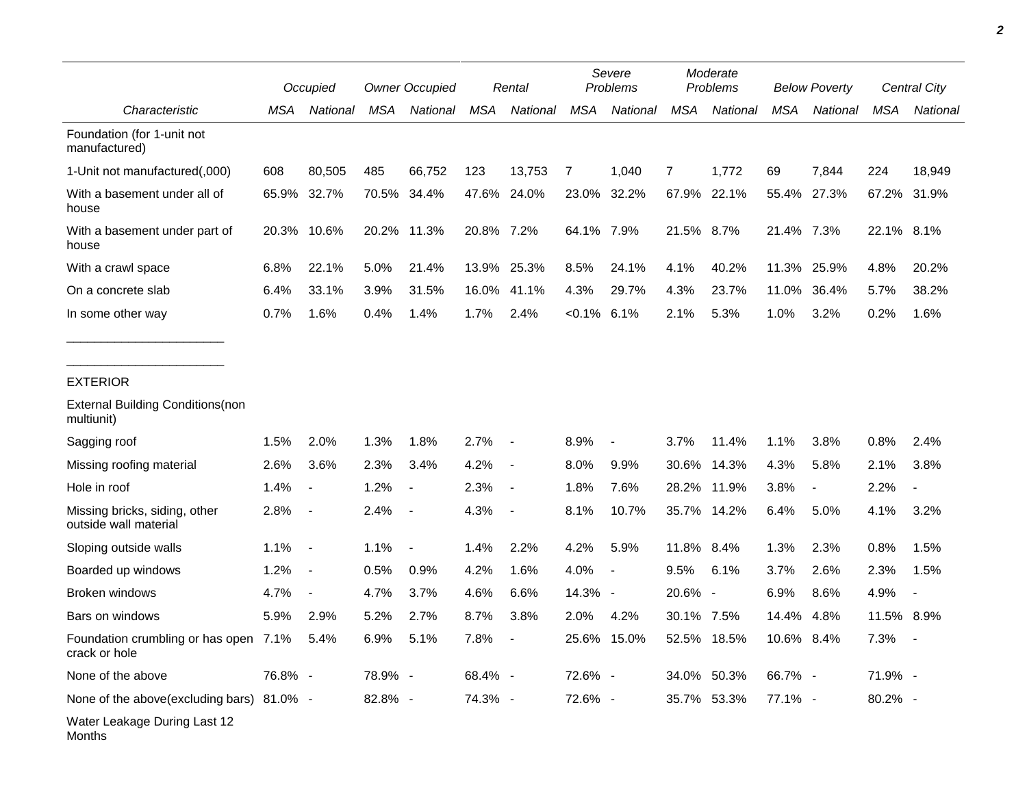| | Occupied | | Owner Occupied | | Rental | | Severe Problems | | Moderate Problems | | Below Poverty | | Central City | |
|---|---|---|---|---|---|---|---|---|---|---|---|---|---|---|
| *Characteristic* | *MSA* | *National* | *MSA* | *National* | *MSA* | *National* | *MSA* | *National* | *MSA* | *National* | *MSA* | *National* | *MSA* | *National* |
| Foundation (for 1-unit not manufactured) | | | | | | | | | | | | | | |
| 1-Unit not manufactured(,000) | 608 | 80,505 | 485 | 66,752 | 123 | 13,753 | 7 | 1,040 | 7 | 1,772 | 69 | 7,844 | 224 | 18,949 |
| With a basement under all of house | 65.9% | 32.7% | 70.5% | 34.4% | 47.6% | 24.0% | 23.0% | 32.2% | 67.9% | 22.1% | 55.4% | 27.3% | 67.2% | 31.9% |
| With a basement under part of house | 20.3% | 10.6% | 20.2% | 11.3% | 20.8% | 7.2% | 64.1% | 7.9% | 21.5% | 8.7% | 21.4% | 7.3% | 22.1% | 8.1% |
| With a crawl space | 6.8% | 22.1% | 5.0% | 21.4% | 13.9% | 25.3% | 8.5% | 24.1% | 4.1% | 40.2% | 11.3% | 25.9% | 4.8% | 20.2% |
| On a concrete slab | 6.4% | 33.1% | 3.9% | 31.5% | 16.0% | 41.1% | 4.3% | 29.7% | 4.3% | 23.7% | 11.0% | 36.4% | 5.7% | 38.2% |
| In some other way | 0.7% | 1.6% | 0.4% | 1.4% | 1.7% | 2.4% | <0.1% | 6.1% | 2.1% | 5.3% | 1.0% | 3.2% | 0.2% | 1.6% |
| EXTERIOR | | | | | | | | | | | | | | |
| External Building Conditions(non multiunit) | | | | | | | | | | | | | | |
| Sagging roof | 1.5% | 2.0% | 1.3% | 1.8% | 2.7% | - | 8.9% | - | 3.7% | 11.4% | 1.1% | 3.8% | 0.8% | 2.4% |
| Missing roofing material | 2.6% | 3.6% | 2.3% | 3.4% | 4.2% | - | 8.0% | 9.9% | 30.6% | 14.3% | 4.3% | 5.8% | 2.1% | 3.8% |
| Hole in roof | 1.4% | - | 1.2% | - | 2.3% | - | 1.8% | 7.6% | 28.2% | 11.9% | 3.8% | - | 2.2% | - |
| Missing bricks, siding, other outside wall material | 2.8% | - | 2.4% | - | 4.3% | - | 8.1% | 10.7% | 35.7% | 14.2% | 6.4% | 5.0% | 4.1% | 3.2% |
| Sloping outside walls | 1.1% | - | 1.1% | - | 1.4% | 2.2% | 4.2% | 5.9% | 11.8% | 8.4% | 1.3% | 2.3% | 0.8% | 1.5% |
| Boarded up windows | 1.2% | - | 0.5% | 0.9% | 4.2% | 1.6% | 4.0% | - | 9.5% | 6.1% | 3.7% | 2.6% | 2.3% | 1.5% |
| Broken windows | 4.7% | - | 4.7% | 3.7% | 4.6% | 6.6% | 14.3% | - | 20.6% | - | 6.9% | 8.6% | 4.9% | - |
| Bars on windows | 5.9% | 2.9% | 5.2% | 2.7% | 8.7% | 3.8% | 2.0% | 4.2% | 30.1% | 7.5% | 14.4% | 4.8% | 11.5% | 8.9% |
| Foundation crumbling or has open crack or hole | 7.1% | 5.4% | 6.9% | 5.1% | 7.8% | - | 25.6% | 15.0% | 52.5% | 18.5% | 10.6% | 8.4% | 7.3% | - |
| None of the above | 76.8% | - | 78.9% | - | 68.4% | - | 72.6% | - | 34.0% | 50.3% | 66.7% | - | 71.9% | - |
| None of the above(excluding bars) | 81.0% | - | 82.8% | - | 74.3% | - | 72.6% | - | 35.7% | 53.3% | 77.1% | - | 80.2% | - |
| Water Leakage During Last 12 Months | | | | | | | | | | | | | | |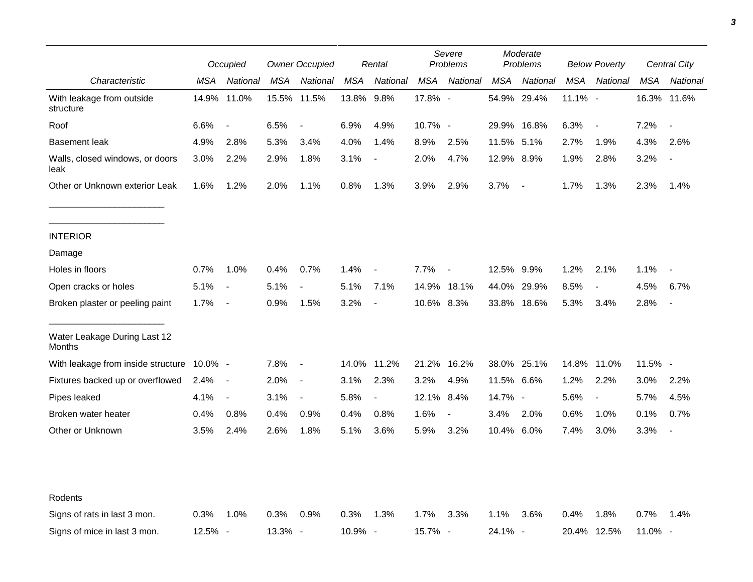| Characteristic | Occupied | | Owner Occupied | | Rental | | Severe Problems | | Moderate Problems | | Below Poverty | | Central City | |
|---|---|---|---|---|---|---|---|---|---|---|---|---|---|---|
| | MSA | National | MSA | National | MSA | National | MSA | National | MSA | National | MSA | National | MSA | National |
| With leakage from outside structure | 14.9% | 11.0% | 15.5% | 11.5% | 13.8% | 9.8% | 17.8% | - | 54.9% | 29.4% | 11.1% | - | 16.3% | 11.6% |
| Roof | 6.6% | - | 6.5% | - | 6.9% | 4.9% | 10.7% | - | 29.9% | 16.8% | 6.3% | - | 7.2% | - |
| Basement leak | 4.9% | 2.8% | 5.3% | 3.4% | 4.0% | 1.4% | 8.9% | 2.5% | 11.5% | 5.1% | 2.7% | 1.9% | 4.3% | 2.6% |
| Walls, closed windows, or doors leak | 3.0% | 2.2% | 2.9% | 1.8% | 3.1% | - | 2.0% | 4.7% | 12.9% | 8.9% | 1.9% | 2.8% | 3.2% | - |
| Other or Unknown exterior Leak | 1.6% | 1.2% | 2.0% | 1.1% | 0.8% | 1.3% | 3.9% | 2.9% | 3.7% | - | 1.7% | 1.3% | 2.3% | 1.4% |
| INTERIOR | | | | | | | | | | | | | | |
| Damage | | | | | | | | | | | | | | |
| Holes in floors | 0.7% | 1.0% | 0.4% | 0.7% | 1.4% | - | 7.7% | - | 12.5% | 9.9% | 1.2% | 2.1% | 1.1% | - |
| Open cracks or holes | 5.1% | - | 5.1% | - | 5.1% | 7.1% | 14.9% | 18.1% | 44.0% | 29.9% | 8.5% | - | 4.5% | 6.7% |
| Broken plaster or peeling paint | 1.7% | - | 0.9% | 1.5% | 3.2% | - | 10.6% | 8.3% | 33.8% | 18.6% | 5.3% | 3.4% | 2.8% | - |
| Water Leakage During Last 12 Months | | | | | | | | | | | | | | |
| With leakage from inside structure | 10.0% | - | 7.8% | - | 14.0% | 11.2% | 21.2% | 16.2% | 38.0% | 25.1% | 14.8% | 11.0% | 11.5% | - |
| Fixtures backed up or overflowed | 2.4% | - | 2.0% | - | 3.1% | 2.3% | 3.2% | 4.9% | 11.5% | 6.6% | 1.2% | 2.2% | 3.0% | 2.2% |
| Pipes leaked | 4.1% | - | 3.1% | - | 5.8% | - | 12.1% | 8.4% | 14.7% | - | 5.6% | - | 5.7% | 4.5% |
| Broken water heater | 0.4% | 0.8% | 0.4% | 0.9% | 0.4% | 0.8% | 1.6% | - | 3.4% | 2.0% | 0.6% | 1.0% | 0.1% | 0.7% |
| Other or Unknown | 3.5% | 2.4% | 2.6% | 1.8% | 5.1% | 3.6% | 5.9% | 3.2% | 10.4% | 6.0% | 7.4% | 3.0% | 3.3% | - |
| Rodents | | | | | | | | | | | | | | |
| Signs of rats in last 3 mon. | 0.3% | 1.0% | 0.3% | 0.9% | 0.3% | 1.3% | 1.7% | 3.3% | 1.1% | 3.6% | 0.4% | 1.8% | 0.7% | 1.4% |
| Signs of mice in last 3 mon. | 12.5% | - | 13.3% | - | 10.9% | - | 15.7% | - | 24.1% | - | 20.4% | 12.5% | 11.0% | - |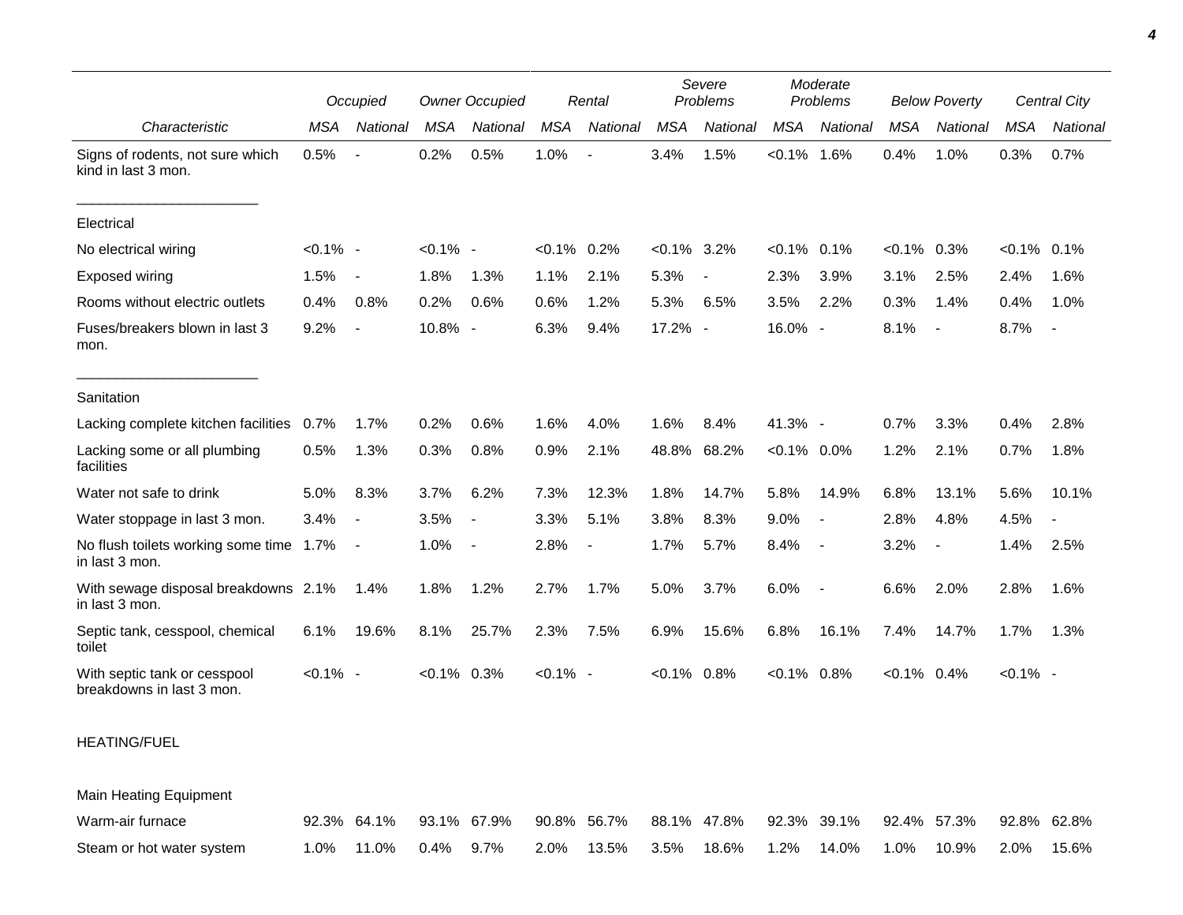| Characteristic | Occupied | | Owner Occupied | | Rental | | Severe Problems | | Moderate Problems | | Below Poverty | | Central City | |
|---|---|---|---|---|---|---|---|---|---|---|---|---|---|---|
| | MSA | National | MSA | National | MSA | National | MSA | National | MSA | National | MSA | National | MSA | National |
| Signs of rodents, not sure which kind in last 3 mon. | 0.5% | - | 0.2% | 0.5% | 1.0% | - | 3.4% | 1.5% | <0.1% | 1.6% | 0.4% | 1.0% | 0.3% | 0.7% |
| Electrical | | | | | | | | | | | | | | |
| No electrical wiring | <0.1% | - | <0.1% | - | <0.1% | 0.2% | <0.1% | 3.2% | <0.1% | 0.1% | <0.1% | 0.3% | <0.1% | 0.1% |
| Exposed wiring | 1.5% | - | 1.8% | 1.3% | 1.1% | 2.1% | 5.3% | - | 2.3% | 3.9% | 3.1% | 2.5% | 2.4% | 1.6% |
| Rooms without electric outlets | 0.4% | 0.8% | 0.2% | 0.6% | 0.6% | 1.2% | 5.3% | 6.5% | 3.5% | 2.2% | 0.3% | 1.4% | 0.4% | 1.0% |
| Fuses/breakers blown in last 3 mon. | 9.2% | - | 10.8% | - | 6.3% | 9.4% | 17.2% | - | 16.0% | - | 8.1% | - | 8.7% | - |
| Sanitation | | | | | | | | | | | | | | |
| Lacking complete kitchen facilities | 0.7% | 1.7% | 0.2% | 0.6% | 1.6% | 4.0% | 1.6% | 8.4% | 41.3% | - | 0.7% | 3.3% | 0.4% | 2.8% |
| Lacking some or all plumbing facilities | 0.5% | 1.3% | 0.3% | 0.8% | 0.9% | 2.1% | 48.8% | 68.2% | <0.1% | 0.0% | 1.2% | 2.1% | 0.7% | 1.8% |
| Water not safe to drink | 5.0% | 8.3% | 3.7% | 6.2% | 7.3% | 12.3% | 1.8% | 14.7% | 5.8% | 14.9% | 6.8% | 13.1% | 5.6% | 10.1% |
| Water stoppage in last 3 mon. | 3.4% | - | 3.5% | - | 3.3% | 5.1% | 3.8% | 8.3% | 9.0% | - | 2.8% | 4.8% | 4.5% | - |
| No flush toilets working some time in last 3 mon. | 1.7% | - | 1.0% | - | 2.8% | - | 1.7% | 5.7% | 8.4% | - | 3.2% | - | 1.4% | 2.5% |
| With sewage disposal breakdowns in last 3 mon. | 2.1% | 1.4% | 1.8% | 1.2% | 2.7% | 1.7% | 5.0% | 3.7% | 6.0% | - | 6.6% | 2.0% | 2.8% | 1.6% |
| Septic tank, cesspool, chemical toilet | 6.1% | 19.6% | 8.1% | 25.7% | 2.3% | 7.5% | 6.9% | 15.6% | 6.8% | 16.1% | 7.4% | 14.7% | 1.7% | 1.3% |
| With septic tank or cesspool breakdowns in last 3 mon. | <0.1% | - | <0.1% | 0.3% | <0.1% | - | <0.1% | 0.8% | <0.1% | 0.8% | <0.1% | 0.4% | <0.1% | - |
| HEATING/FUEL | | | | | | | | | | | | | | |
| Main Heating Equipment | | | | | | | | | | | | | | |
| Warm-air furnace | 92.3% | 64.1% | 93.1% | 67.9% | 90.8% | 56.7% | 88.1% | 47.8% | 92.3% | 39.1% | 92.4% | 57.3% | 92.8% | 62.8% |
| Steam or hot water system | 1.0% | 11.0% | 0.4% | 9.7% | 2.0% | 13.5% | 3.5% | 18.6% | 1.2% | 14.0% | 1.0% | 10.9% | 2.0% | 15.6% |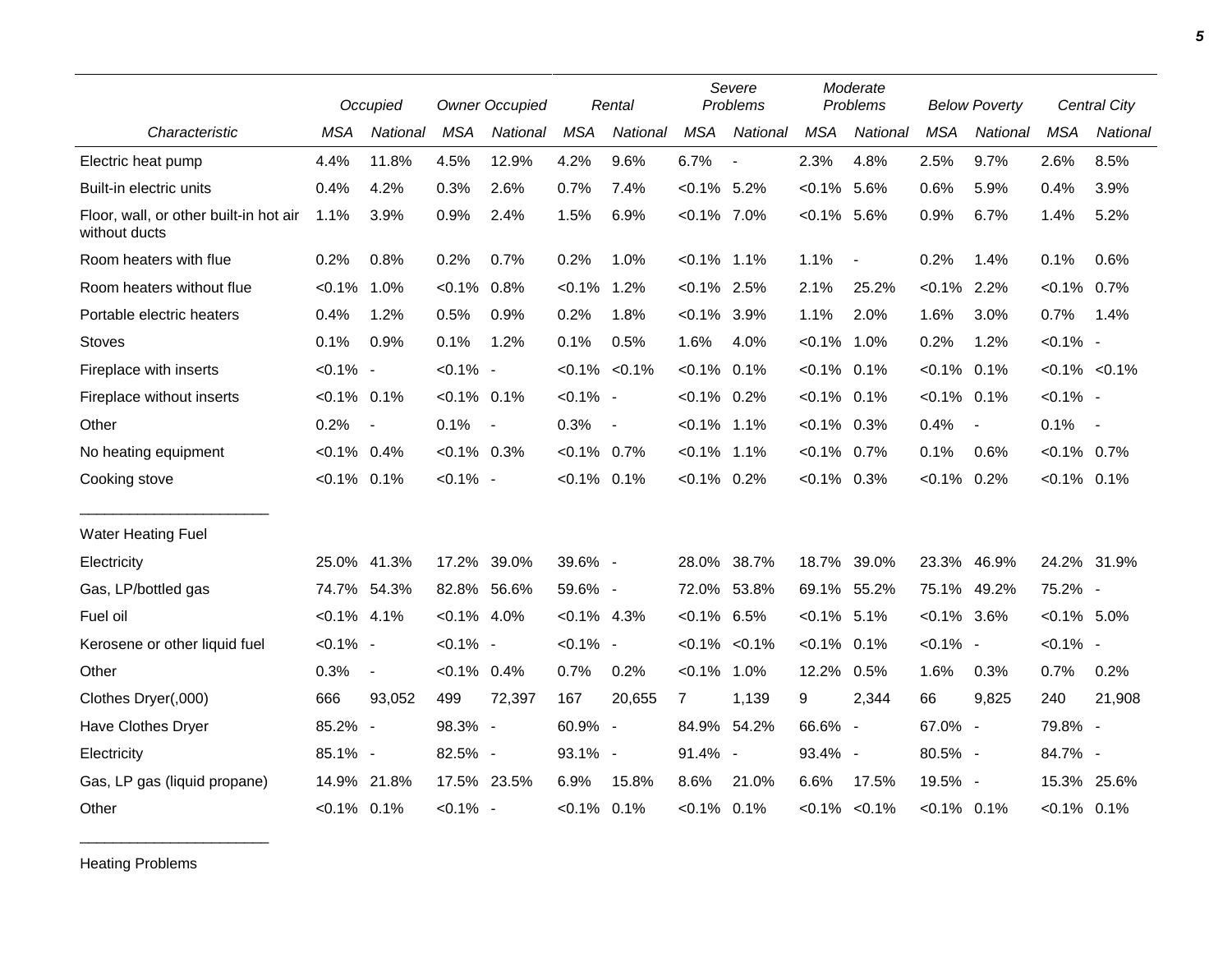| Characteristic | Occupied | | Owner Occupied | | Rental | | Severe Problems | | Moderate Problems | | Below Poverty | | Central City | |
|---|---|---|---|---|---|---|---|---|---|---|---|---|---|---|
| | MSA | National | MSA | National | MSA | National | MSA | National | MSA | National | MSA | National | MSA | National |
| Electric heat pump | 4.4% | 11.8% | 4.5% | 12.9% | 4.2% | 9.6% | 6.7% | - | 2.3% | 4.8% | 2.5% | 9.7% | 2.6% | 8.5% |
| Built-in electric units | 0.4% | 4.2% | 0.3% | 2.6% | 0.7% | 7.4% | <0.1% | 5.2% | <0.1% | 5.6% | 0.6% | 5.9% | 0.4% | 3.9% |
| Floor, wall, or other built-in hot air without ducts | 1.1% | 3.9% | 0.9% | 2.4% | 1.5% | 6.9% | <0.1% | 7.0% | <0.1% | 5.6% | 0.9% | 6.7% | 1.4% | 5.2% |
| Room heaters with flue | 0.2% | 0.8% | 0.2% | 0.7% | 0.2% | 1.0% | <0.1% | 1.1% | 1.1% | - | 0.2% | 1.4% | 0.1% | 0.6% |
| Room heaters without flue | <0.1% | 1.0% | <0.1% | 0.8% | <0.1% | 1.2% | <0.1% | 2.5% | 2.1% | 25.2% | <0.1% | 2.2% | <0.1% | 0.7% |
| Portable electric heaters | 0.4% | 1.2% | 0.5% | 0.9% | 0.2% | 1.8% | <0.1% | 3.9% | 1.1% | 2.0% | 1.6% | 3.0% | 0.7% | 1.4% |
| Stoves | 0.1% | 0.9% | 0.1% | 1.2% | 0.1% | 0.5% | 1.6% | 4.0% | <0.1% | 1.0% | 0.2% | 1.2% | <0.1% | - |
| Fireplace with inserts | <0.1% | - | <0.1% | - | <0.1% | <0.1% | <0.1% | 0.1% | <0.1% | 0.1% | <0.1% | 0.1% | <0.1% | <0.1% |
| Fireplace without inserts | <0.1% | 0.1% | <0.1% | 0.1% | <0.1% | - | <0.1% | 0.2% | <0.1% | 0.1% | <0.1% | 0.1% | <0.1% | - |
| Other | 0.2% | - | 0.1% | - | 0.3% | - | <0.1% | 1.1% | <0.1% | 0.3% | 0.4% | - | 0.1% | - |
| No heating equipment | <0.1% | 0.4% | <0.1% | 0.3% | <0.1% | 0.7% | <0.1% | 1.1% | <0.1% | 0.7% | 0.1% | 0.6% | <0.1% | 0.7% |
| Cooking stove | <0.1% | 0.1% | <0.1% | - | <0.1% | 0.1% | <0.1% | 0.2% | <0.1% | 0.3% | <0.1% | 0.2% | <0.1% | 0.1% |
| **Water Heating Fuel** | | | | | | | | | | | | | | |
| Electricity | 25.0% | 41.3% | 17.2% | 39.0% | 39.6% | - | 28.0% | 38.7% | 18.7% | 39.0% | 23.3% | 46.9% | 24.2% | 31.9% |
| Gas, LP/bottled gas | 74.7% | 54.3% | 82.8% | 56.6% | 59.6% | - | 72.0% | 53.8% | 69.1% | 55.2% | 75.1% | 49.2% | 75.2% | - |
| Fuel oil | <0.1% | 4.1% | <0.1% | 4.0% | <0.1% | 4.3% | <0.1% | 6.5% | <0.1% | 5.1% | <0.1% | 3.6% | <0.1% | 5.0% |
| Kerosene or other liquid fuel | <0.1% | - | <0.1% | - | <0.1% | - | <0.1% | <0.1% | <0.1% | 0.1% | <0.1% | - | <0.1% | - |
| Other | 0.3% | - | <0.1% | 0.4% | 0.7% | 0.2% | <0.1% | 1.0% | 12.2% | 0.5% | 1.6% | 0.3% | 0.7% | 0.2% |
| Clothes Dryer(,000) | 666 | 93,052 | 499 | 72,397 | 167 | 20,655 | 7 | 1,139 | 9 | 2,344 | 66 | 9,825 | 240 | 21,908 |
| Have Clothes Dryer | 85.2% | - | 98.3% | - | 60.9% | - | 84.9% | 54.2% | 66.6% | - | 67.0% | - | 79.8% | - |
| Electricity | 85.1% | - | 82.5% | - | 93.1% | - | 91.4% | - | 93.4% | - | 80.5% | - | 84.7% | - |
| Gas, LP gas (liquid propane) | 14.9% | 21.8% | 17.5% | 23.5% | 6.9% | 15.8% | 8.6% | 21.0% | 6.6% | 17.5% | 19.5% | - | 15.3% | 25.6% |
| Other | <0.1% | 0.1% | <0.1% | - | <0.1% | 0.1% | <0.1% | 0.1% | <0.1% | <0.1% | <0.1% | 0.1% | <0.1% | 0.1% |

Heating Problems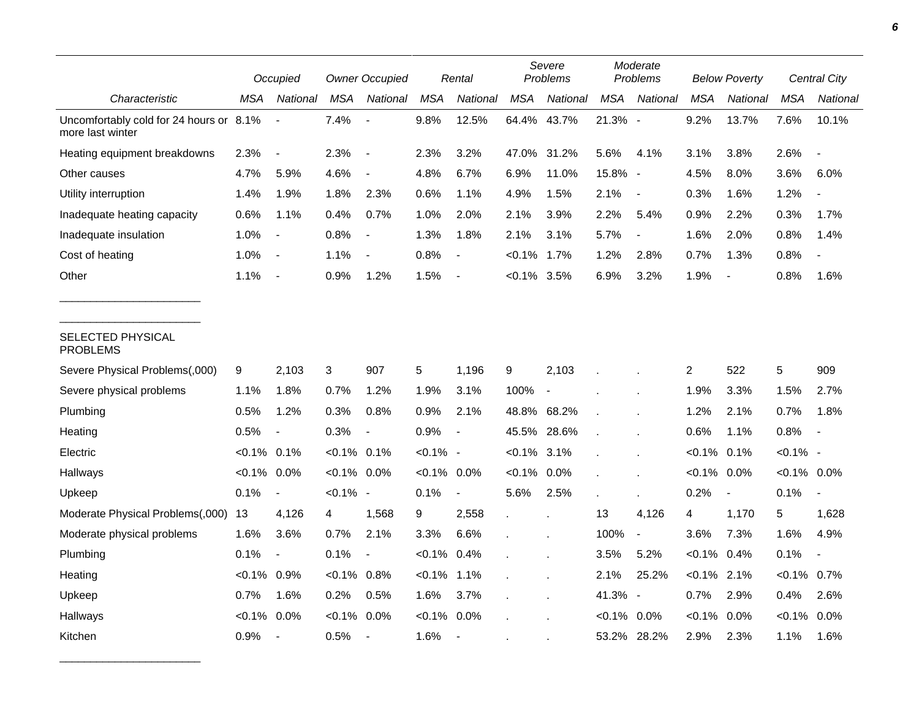| | Occupied | | Owner Occupied | | Rental | | Severe Problems | | Moderate Problems | | Below Poverty | | Central City | |
|---|---|---|---|---|---|---|---|---|---|---|---|---|---|---|
| *Characteristic* | *MSA* | *National* | *MSA* | *National* | *MSA* | *National* | *MSA* | *National* | *MSA* | *National* | *MSA* | *National* | *MSA* | *National* |
| Uncomfortably cold for 24 hours or more last winter | 8.1% | - | 7.4% | - | 9.8% | 12.5% | 64.4% | 43.7% | 21.3% | - | 9.2% | 13.7% | 7.6% | 10.1% |
| Heating equipment breakdowns | 2.3% | - | 2.3% | - | 2.3% | 3.2% | 47.0% | 31.2% | 5.6% | 4.1% | 3.1% | 3.8% | 2.6% | - |
| Other causes | 4.7% | 5.9% | 4.6% | - | 4.8% | 6.7% | 6.9% | 11.0% | 15.8% | - | 4.5% | 8.0% | 3.6% | 6.0% |
| Utility interruption | 1.4% | 1.9% | 1.8% | 2.3% | 0.6% | 1.1% | 4.9% | 1.5% | 2.1% | - | 0.3% | 1.6% | 1.2% | - |
| Inadequate heating capacity | 0.6% | 1.1% | 0.4% | 0.7% | 1.0% | 2.0% | 2.1% | 3.9% | 2.2% | 5.4% | 0.9% | 2.2% | 0.3% | 1.7% |
| Inadequate insulation | 1.0% | - | 0.8% | - | 1.3% | 1.8% | 2.1% | 3.1% | 5.7% | - | 1.6% | 2.0% | 0.8% | 1.4% |
| Cost of heating | 1.0% | - | 1.1% | - | 0.8% | - | <0.1% | 1.7% | 1.2% | 2.8% | 0.7% | 1.3% | 0.8% | - |
| Other | 1.1% | - | 0.9% | 1.2% | 1.5% | - | <0.1% | 3.5% | 6.9% | 3.2% | 1.9% | - | 0.8% | 1.6% |
| SELECTED PHYSICAL PROBLEMS | | | | | | | | | | | | | | |
| Severe Physical Problems(,000) | 9 | 2,103 | 3 | 907 | 5 | 1,196 | 9 | 2,103 | . | . | 2 | 522 | 5 | 909 |
| Severe physical problems | 1.1% | 1.8% | 0.7% | 1.2% | 1.9% | 3.1% | 100% | - | . | . | 1.9% | 3.3% | 1.5% | 2.7% |
| Plumbing | 0.5% | 1.2% | 0.3% | 0.8% | 0.9% | 2.1% | 48.8% | 68.2% | . | . | 1.2% | 2.1% | 0.7% | 1.8% |
| Heating | 0.5% | - | 0.3% | - | 0.9% | - | 45.5% | 28.6% | . | . | 0.6% | 1.1% | 0.8% | - |
| Electric | <0.1% | 0.1% | <0.1% | 0.1% | <0.1% | - | <0.1% | 3.1% | . | . | <0.1% | 0.1% | <0.1% | - |
| Hallways | <0.1% | 0.0% | <0.1% | 0.0% | <0.1% | 0.0% | <0.1% | 0.0% | . | . | <0.1% | 0.0% | <0.1% | 0.0% |
| Upkeep | 0.1% | - | <0.1% | - | 0.1% | - | 5.6% | 2.5% | . | . | 0.2% | - | 0.1% | - |
| Moderate Physical Problems(,000) | 13 | 4,126 | 4 | 1,568 | 9 | 2,558 | . | . | 13 | 4,126 | 4 | 1,170 | 5 | 1,628 |
| Moderate physical problems | 1.6% | 3.6% | 0.7% | 2.1% | 3.3% | 6.6% | . | . | 100% | - | 3.6% | 7.3% | 1.6% | 4.9% |
| Plumbing | 0.1% | - | 0.1% | - | <0.1% | 0.4% | . | . | 3.5% | 5.2% | <0.1% | 0.4% | 0.1% | - |
| Heating | <0.1% | 0.9% | <0.1% | 0.8% | <0.1% | 1.1% | . | . | 2.1% | 25.2% | <0.1% | 2.1% | <0.1% | 0.7% |
| Upkeep | 0.7% | 1.6% | 0.2% | 0.5% | 1.6% | 3.7% | . | . | 41.3% | - | 0.7% | 2.9% | 0.4% | 2.6% |
| Hallways | <0.1% | 0.0% | <0.1% | 0.0% | <0.1% | 0.0% | . | . | <0.1% | 0.0% | <0.1% | 0.0% | <0.1% | 0.0% |
| Kitchen | 0.9% | - | 0.5% | - | 1.6% | - | . | . | 53.2% | 28.2% | 2.9% | 2.3% | 1.1% | 1.6% |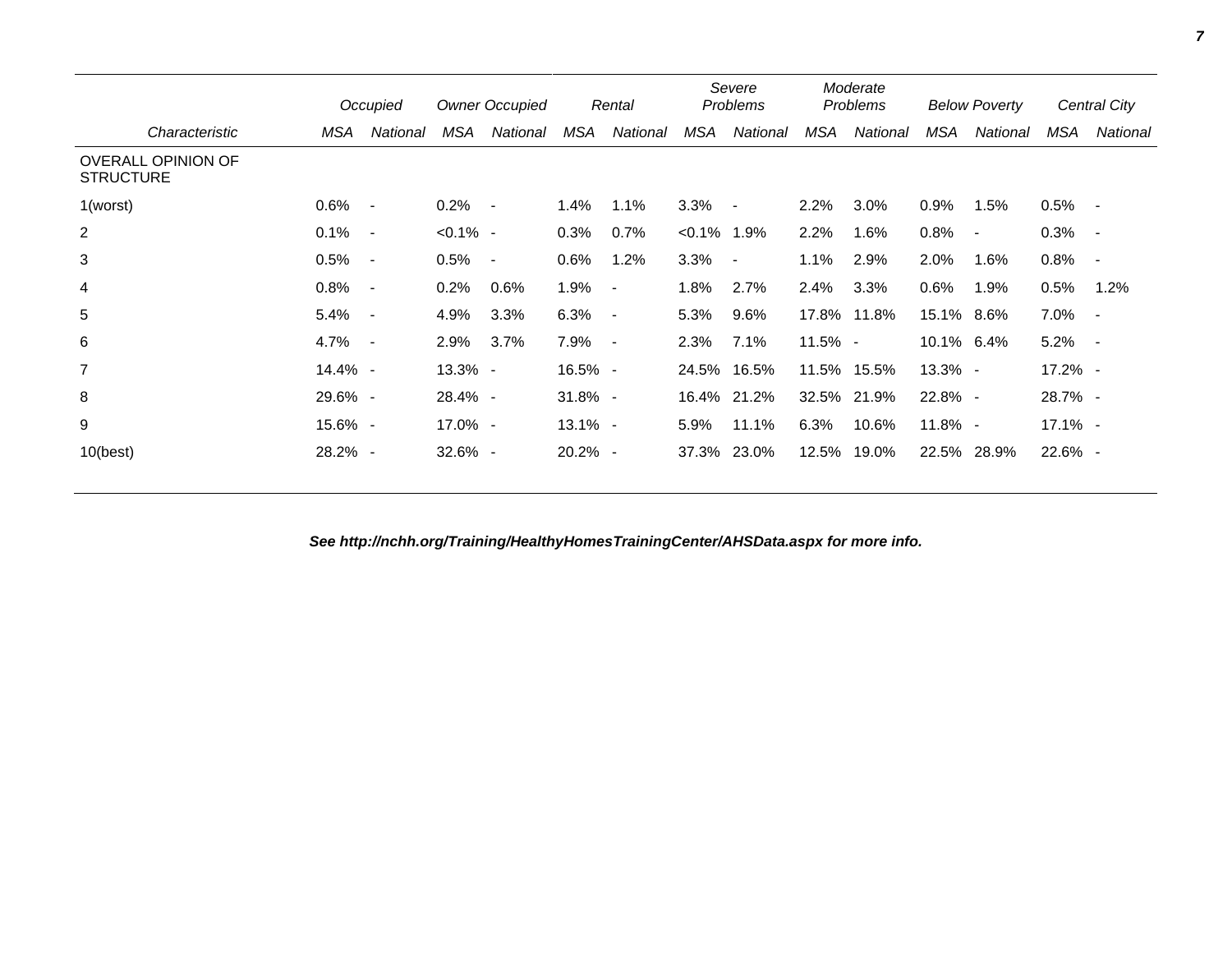| | Occupied | | Owner Occupied | | Rental | | Severe Problems | | Moderate Problems | | Below Poverty | | Central City | |
|---|---|---|---|---|---|---|---|---|---|---|---|---|---|---|
| *Characteristic* | *MSA* | *National* | *MSA* | *National* | *MSA* | *National* | *MSA* | *National* | *MSA* | *National* | *MSA* | *National* | *MSA* | *National* |
| OVERALL OPINION OF STRUCTURE | | | | | | | | | | | | | | |
| 1(worst) | 0.6% | - | 0.2% | - | 1.4% | 1.1% | 3.3% | - | 2.2% | 3.0% | 0.9% | 1.5% | 0.5% | - |
| 2 | 0.1% | - | <0.1% | - | 0.3% | 0.7% | <0.1% | 1.9% | 2.2% | 1.6% | 0.8% | - | 0.3% | - |
| 3 | 0.5% | - | 0.5% | - | 0.6% | 1.2% | 3.3% | - | 1.1% | 2.9% | 2.0% | 1.6% | 0.8% | - |
| 4 | 0.8% | - | 0.2% | 0.6% | 1.9% | - | 1.8% | 2.7% | 2.4% | 3.3% | 0.6% | 1.9% | 0.5% | 1.2% |
| 5 | 5.4% | - | 4.9% | 3.3% | 6.3% | - | 5.3% | 9.6% | 17.8% | 11.8% | 15.1% | 8.6% | 7.0% | - |
| 6 | 4.7% | - | 2.9% | 3.7% | 7.9% | - | 2.3% | 7.1% | 11.5% | - | 10.1% | 6.4% | 5.2% | - |
| 7 | 14.4% | - | 13.3% | - | 16.5% | - | 24.5% | 16.5% | 11.5% | 15.5% | 13.3% | - | 17.2% | - |
| 8 | 29.6% | - | 28.4% | - | 31.8% | - | 16.4% | 21.2% | 32.5% | 21.9% | 22.8% | - | 28.7% | - |
| 9 | 15.6% | - | 17.0% | - | 13.1% | - | 5.9% | 11.1% | 6.3% | 10.6% | 11.8% | - | 17.1% | - |
| 10(best) | 28.2% | - | 32.6% | - | 20.2% | - | 37.3% | 23.0% | 12.5% | 19.0% | 22.5% | 28.9% | 22.6% | - |

***See http://nchh.org/Training/HealthyHomesTrainingCenter/AHSData.aspx for more info.***